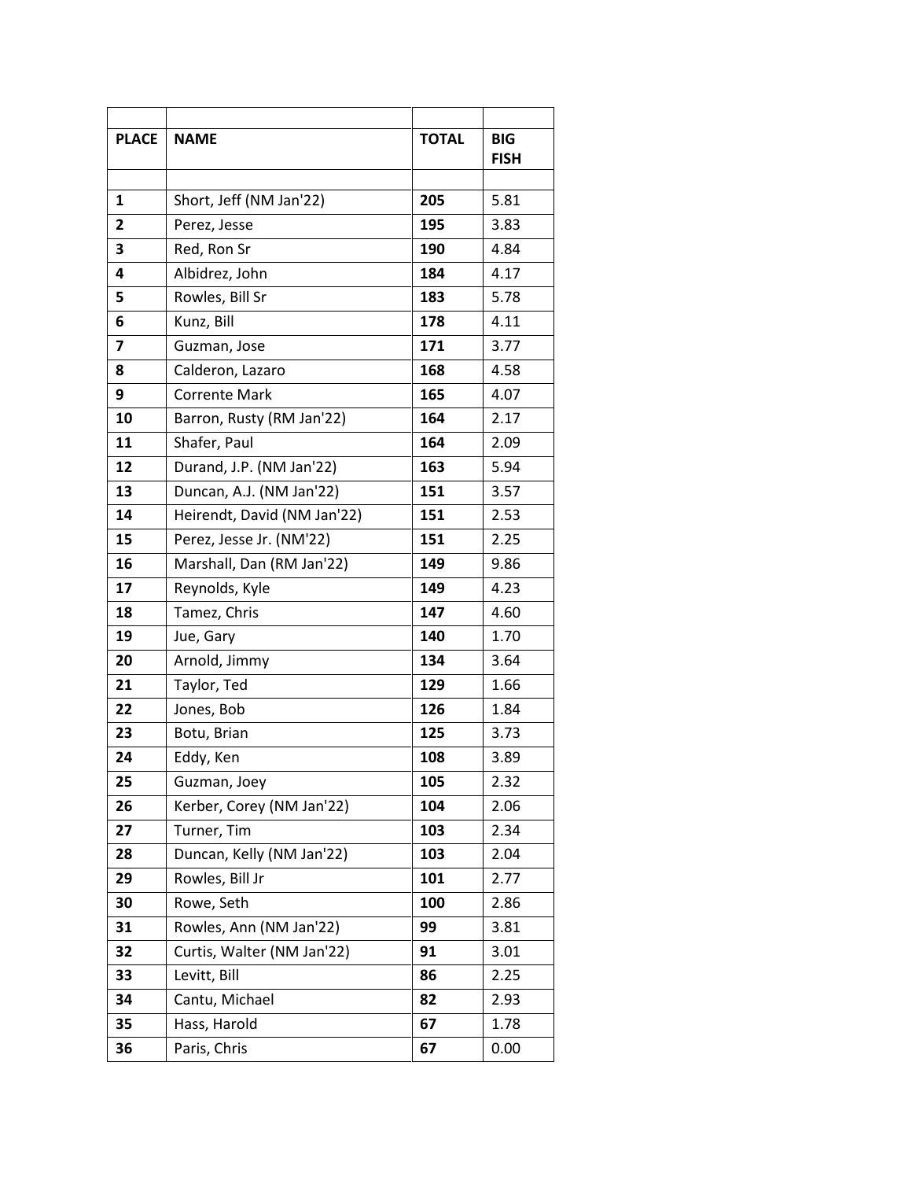| PLACE | NAME | TOTAL | BIG FISH |
|---|---|---|---|
| 1 | Short, Jeff (NM Jan'22) | **205** | 5.81 |
| 2 | Perez, Jesse | **195** | 3.83 |
| 3 | Red, Ron Sr | **190** | 4.84 |
| 4 | Albidrez, John | **184** | 4.17 |
| 5 | Rowles, Bill Sr | **183** | 5.78 |
| 6 | Kunz, Bill | **178** | 4.11 |
| 7 | Guzman, Jose | **171** | 3.77 |
| 8 | Calderon, Lazaro | **168** | 4.58 |
| 9 | Corrente Mark | **165** | 4.07 |
| 10 | Barron, Rusty (RM Jan'22) | **164** | 2.17 |
| 11 | Shafer, Paul | **164** | 2.09 |
| 12 | Durand, J.P. (NM Jan'22) | **163** | 5.94 |
| 13 | Duncan, A.J. (NM Jan'22) | **151** | 3.57 |
| 14 | Heirendt, David (NM Jan'22) | **151** | 2.53 |
| 15 | Perez, Jesse Jr. (NM'22) | **151** | 2.25 |
| 16 | Marshall, Dan (RM Jan'22) | **149** | 9.86 |
| 17 | Reynolds, Kyle | **149** | 4.23 |
| 18 | Tamez, Chris | **147** | 4.60 |
| 19 | Jue, Gary | **140** | 1.70 |
| 20 | Arnold, Jimmy | **134** | 3.64 |
| 21 | Taylor, Ted | **129** | 1.66 |
| 22 | Jones, Bob | **126** | 1.84 |
| 23 | Botu, Brian | **125** | 3.73 |
| 24 | Eddy, Ken | **108** | 3.89 |
| 25 | Guzman, Joey | **105** | 2.32 |
| 26 | Kerber, Corey (NM Jan'22) | **104** | 2.06 |
| 27 | Turner, Tim | **103** | 2.34 |
| 28 | Duncan, Kelly (NM Jan'22) | **103** | 2.04 |
| 29 | Rowles, Bill Jr | **101** | 2.77 |
| 30 | Rowe, Seth | **100** | 2.86 |
| 31 | Rowles, Ann (NM Jan'22) | **99** | 3.81 |
| 32 | Curtis, Walter (NM Jan'22) | **91** | 3.01 |
| 33 | Levitt, Bill | **86** | 2.25 |
| 34 | Cantu, Michael | **82** | 2.93 |
| 35 | Hass, Harold | **67** | 1.78 |
| 36 | Paris, Chris | **67** | 0.00 |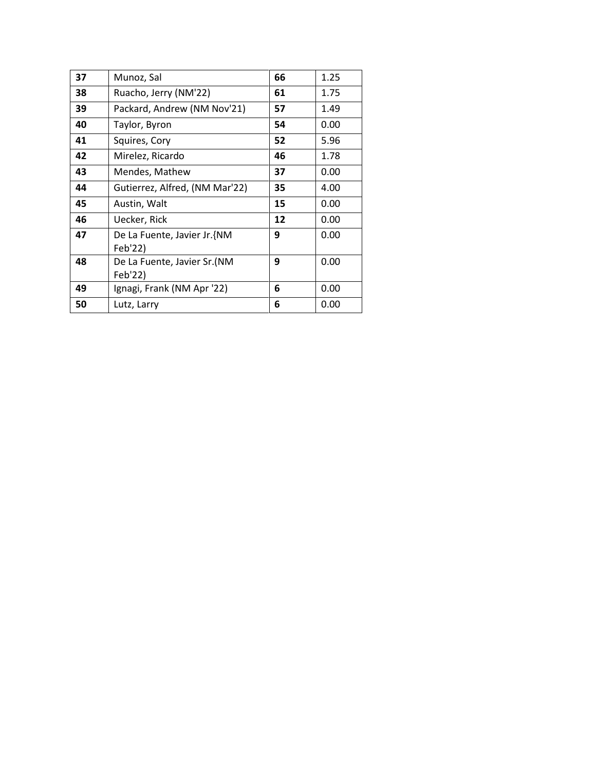| | | | |
|---|---|---|---|
| **37** | Munoz, Sal | **66** | 1.25 |
| **38** | Ruacho, Jerry (NM'22) | **61** | 1.75 |
| **39** | Packard, Andrew (NM Nov'21) | **57** | 1.49 |
| **40** | Taylor, Byron | **54** | 0.00 |
| **41** | Squires, Cory | **52** | 5.96 |
| **42** | Mirelez, Ricardo | **46** | 1.78 |
| **43** | Mendes, Mathew | **37** | 0.00 |
| **44** | Gutierrez, Alfred, (NM Mar'22) | **35** | 4.00 |
| **45** | Austin, Walt | **15** | 0.00 |
| **46** | Uecker, Rick | **12** | 0.00 |
| **47** | De La Fuente, Javier Jr.{NM Feb'22) | **9** | 0.00 |
| **48** | De La Fuente, Javier Sr.(NM Feb'22) | **9** | 0.00 |
| **49** | Ignagi, Frank (NM Apr '22) | **6** | 0.00 |
| **50** | Lutz, Larry | **6** | 0.00 |